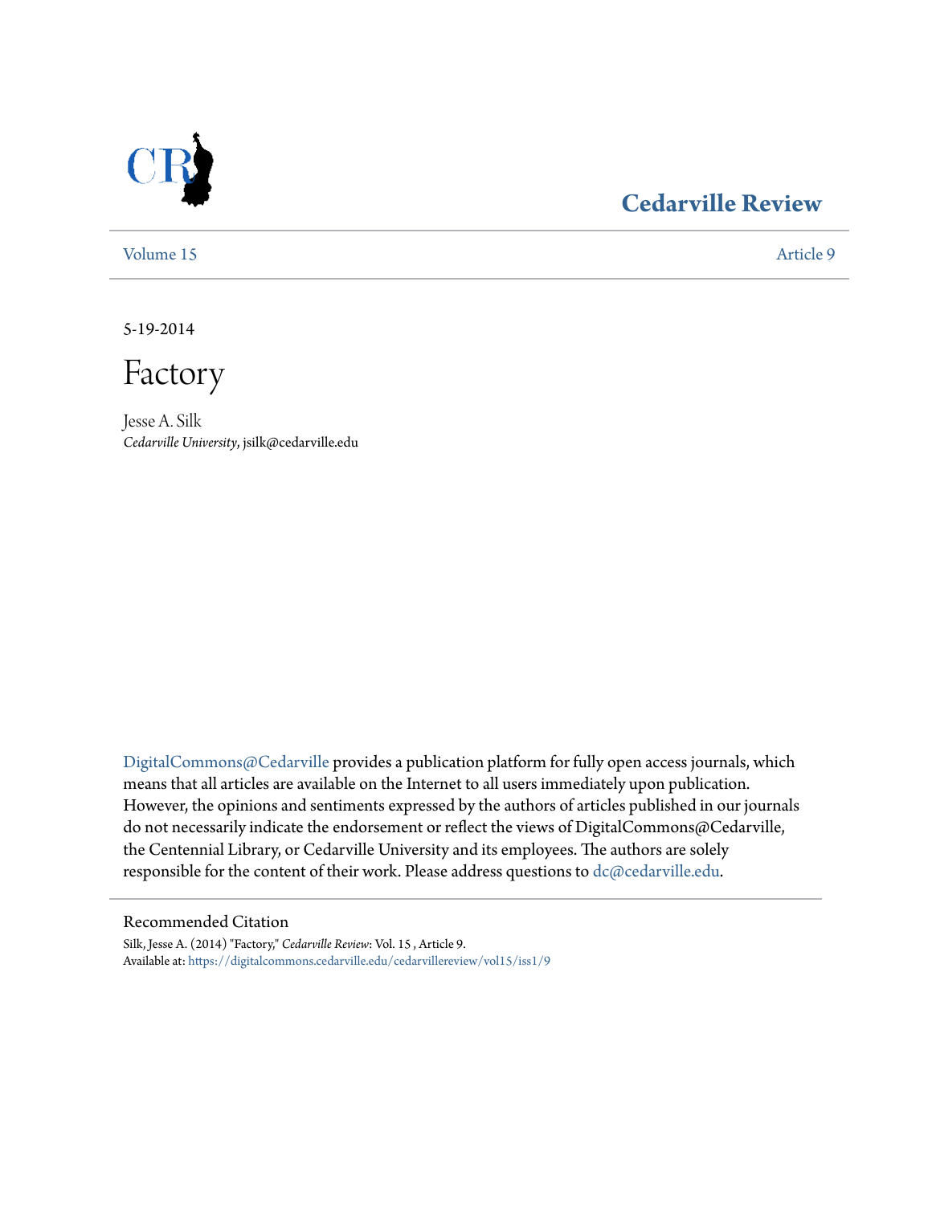# Cedarville Review

Volume 15 | Article 9

5-19-2014

# Factory

Jesse A. Silk
*Cedarville University*, jsilk@cedarville.edu

DigitalCommons@Cedarville provides a publication platform for fully open access journals, which means that all articles are available on the Internet to all users immediately upon publication. However, the opinions and sentiments expressed by the authors of articles published in our journals do not necessarily indicate the endorsement or reflect the views of DigitalCommons@Cedarville, the Centennial Library, or Cedarville University and its employees. The authors are solely responsible for the content of their work. Please address questions to dc@cedarville.edu.

## Recommended Citation

Silk, Jesse A. (2014) "Factory," *Cedarville Review*: Vol. 15 , Article 9.
Available at: https://digitalcommons.cedarville.edu/cedarvillereview/vol15/iss1/9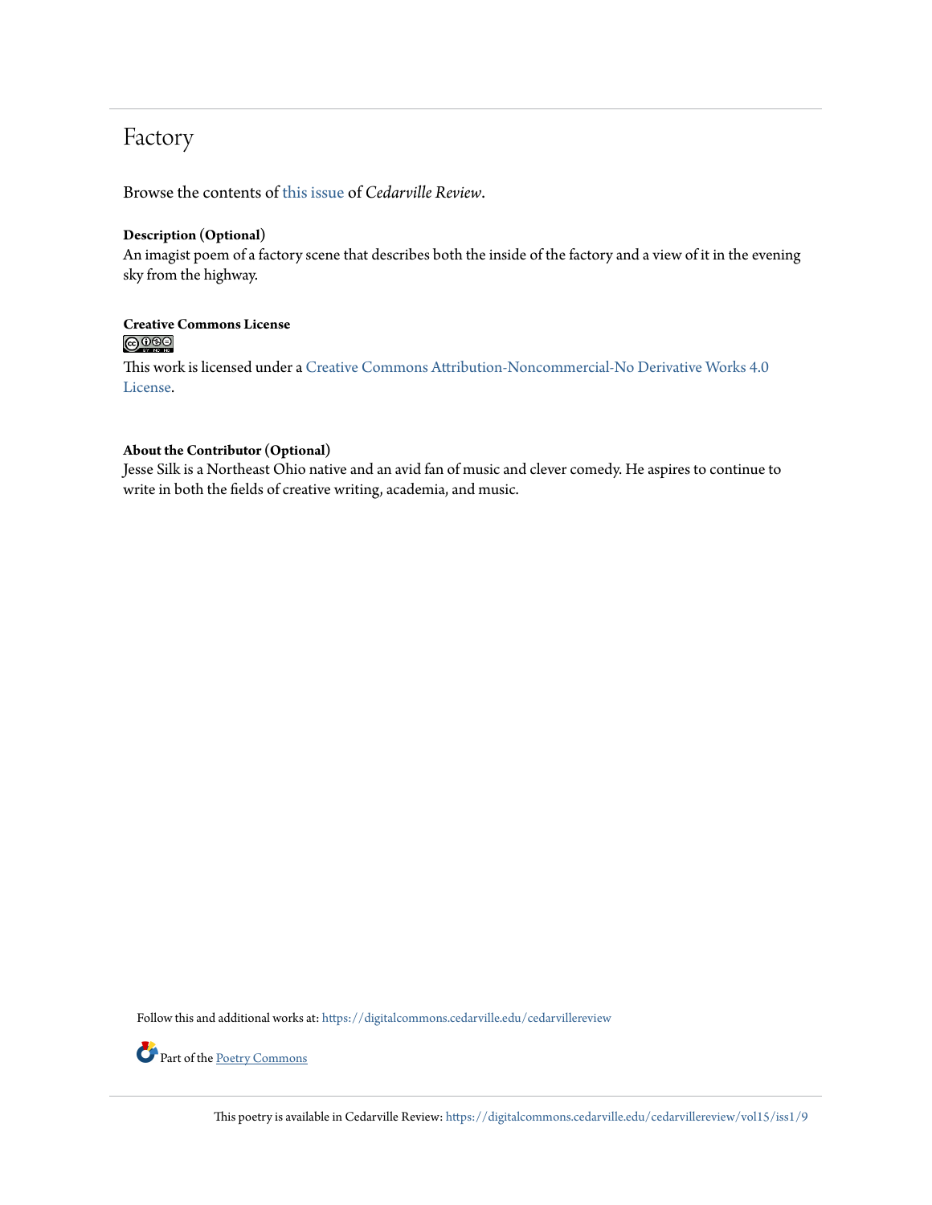# Factory

Browse the contents of this issue of *Cedarville Review*.

**Description (Optional)**
An imagist poem of a factory scene that describes both the inside of the factory and a view of it in the evening sky from the highway.

**Creative Commons License**

This work is licensed under a Creative Commons Attribution-Noncommercial-No Derivative Works 4.0 License.

**About the Contributor (Optional)**
Jesse Silk is a Northeast Ohio native and an avid fan of music and clever comedy. He aspires to continue to write in both the fields of creative writing, academia, and music.

Follow this and additional works at: https://digitalcommons.cedarville.edu/cedarvillereview

Part of the Poetry Commons

This poetry is available in Cedarville Review: https://digitalcommons.cedarville.edu/cedarvillereview/vol15/iss1/9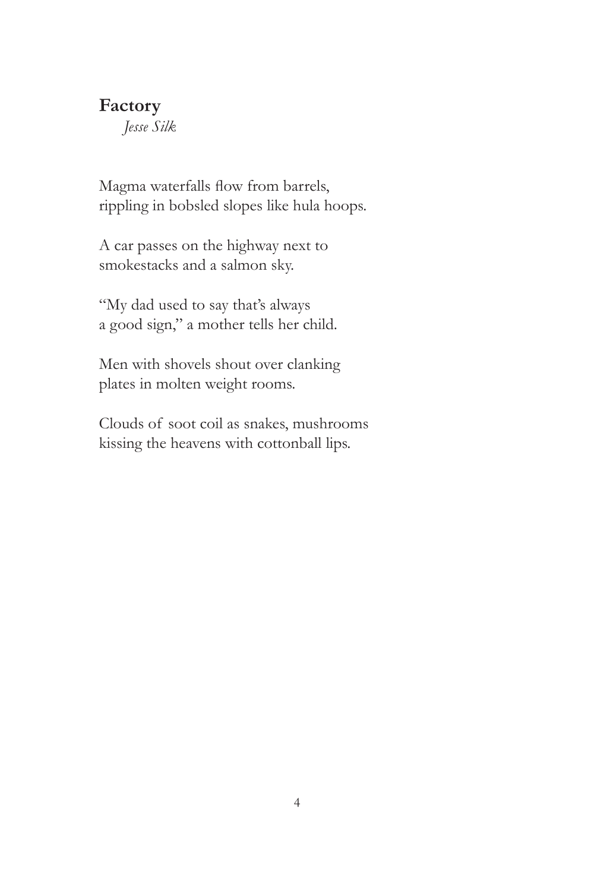## Factory

*Jesse Silk*

Magma waterfalls flow from barrels,
rippling in bobsled slopes like hula hoops.

A car passes on the highway next to
smokestacks and a salmon sky.

"My dad used to say that's always
a good sign," a mother tells her child.

Men with shovels shout over clanking
plates in molten weight rooms.

Clouds of soot coil as snakes, mushrooms
kissing the heavens with cottonball lips.